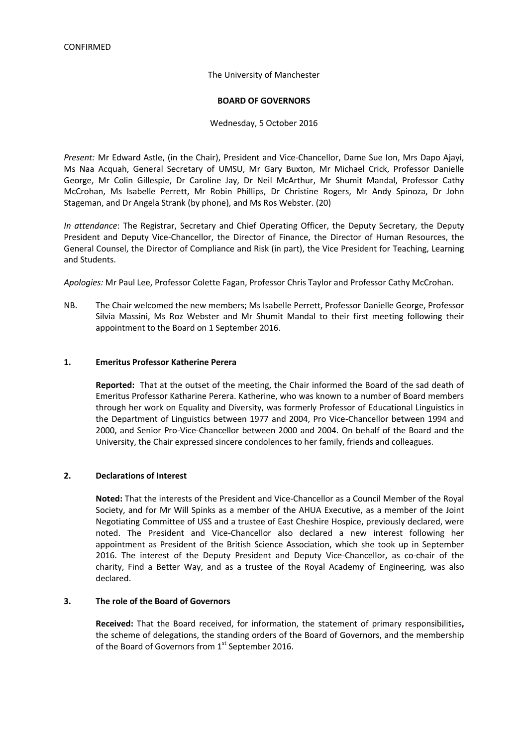CONFIRMED

The University of Manchester

**BOARD OF GOVERNORS**

Wednesday, 5 October 2016

*Present:* Mr Edward Astle, (in the Chair), President and Vice-Chancellor, Dame Sue Ion, Mrs Dapo Ajayi, Ms Naa Acquah, General Secretary of UMSU, Mr Gary Buxton, Mr Michael Crick, Professor Danielle George, Mr Colin Gillespie, Dr Caroline Jay, Dr Neil McArthur, Mr Shumit Mandal, Professor Cathy McCrohan, Ms Isabelle Perrett, Mr Robin Phillips, Dr Christine Rogers, Mr Andy Spinoza, Dr John Stageman, and Dr Angela Strank (by phone), and Ms Ros Webster. (20)

*In attendance*: The Registrar, Secretary and Chief Operating Officer, the Deputy Secretary, the Deputy President and Deputy Vice-Chancellor, the Director of Finance, the Director of Human Resources, the General Counsel, the Director of Compliance and Risk (in part), the Vice President for Teaching, Learning and Students.

*Apologies:* Mr Paul Lee, Professor Colette Fagan, Professor Chris Taylor and Professor Cathy McCrohan.

NB. The Chair welcomed the new members; Ms Isabelle Perrett, Professor Danielle George, Professor Silvia Massini, Ms Roz Webster and Mr Shumit Mandal to their first meeting following their appointment to the Board on 1 September 2016.

## 1. Emeritus Professor Katherine Perera

**Reported:** That at the outset of the meeting, the Chair informed the Board of the sad death of Emeritus Professor Katharine Perera. Katherine, who was known to a number of Board members through her work on Equality and Diversity, was formerly Professor of Educational Linguistics in the Department of Linguistics between 1977 and 2004, Pro Vice-Chancellor between 1994 and 2000, and Senior Pro-Vice-Chancellor between 2000 and 2004. On behalf of the Board and the University, the Chair expressed sincere condolences to her family, friends and colleagues.

## 2. Declarations of Interest

**Noted:** That the interests of the President and Vice-Chancellor as a Council Member of the Royal Society, and for Mr Will Spinks as a member of the AHUA Executive, as a member of the Joint Negotiating Committee of USS and a trustee of East Cheshire Hospice, previously declared, were noted. The President and Vice-Chancellor also declared a new interest following her appointment as President of the British Science Association, which she took up in September 2016. The interest of the Deputy President and Deputy Vice-Chancellor, as co-chair of the charity, Find a Better Way, and as a trustee of the Royal Academy of Engineering, was also declared.

## 3. The role of the Board of Governors

**Received:** That the Board received, for information, the statement of primary responsibilities**,** the scheme of delegations, the standing orders of the Board of Governors, and the membership of the Board of Governors from 1st September 2016.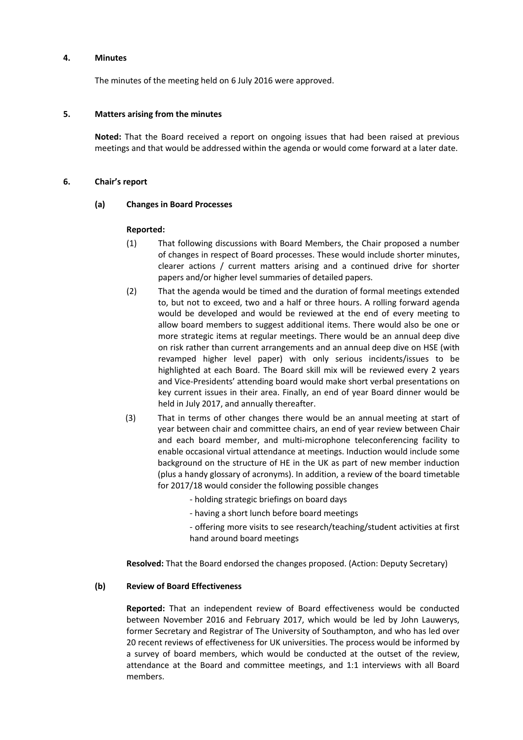## 4. Minutes

The minutes of the meeting held on 6 July 2016 were approved.

## 5. Matters arising from the minutes

**Noted:** That the Board received a report on ongoing issues that had been raised at previous meetings and that would be addressed within the agenda or would come forward at a later date.

## 6. Chair's report

### (a) Changes in Board Processes

**Reported:**

(1) That following discussions with Board Members, the Chair proposed a number of changes in respect of Board processes. These would include shorter minutes, clearer actions / current matters arising and a continued drive for shorter papers and/or higher level summaries of detailed papers.

(2) That the agenda would be timed and the duration of formal meetings extended to, but not to exceed, two and a half or three hours. A rolling forward agenda would be developed and would be reviewed at the end of every meeting to allow board members to suggest additional items. There would also be one or more strategic items at regular meetings. There would be an annual deep dive on risk rather than current arrangements and an annual deep dive on HSE (with revamped higher level paper) with only serious incidents/issues to be highlighted at each Board. The Board skill mix will be reviewed every 2 years and Vice-Presidents' attending board would make short verbal presentations on key current issues in their area. Finally, an end of year Board dinner would be held in July 2017, and annually thereafter.

(3) That in terms of other changes there would be an annual meeting at start of year between chair and committee chairs, an end of year review between Chair and each board member, and multi-microphone teleconferencing facility to enable occasional virtual attendance at meetings. Induction would include some background on the structure of HE in the UK as part of new member induction (plus a handy glossary of acronyms). In addition, a review of the board timetable for 2017/18 would consider the following possible changes

- holding strategic briefings on board days
- having a short lunch before board meetings
- offering more visits to see research/teaching/student activities at first hand around board meetings

**Resolved:** That the Board endorsed the changes proposed. (Action: Deputy Secretary)

### (b) Review of Board Effectiveness

**Reported:** That an independent review of Board effectiveness would be conducted between November 2016 and February 2017, which would be led by John Lauwerys, former Secretary and Registrar of The University of Southampton, and who has led over 20 recent reviews of effectiveness for UK universities. The process would be informed by a survey of board members, which would be conducted at the outset of the review, attendance at the Board and committee meetings, and 1:1 interviews with all Board members.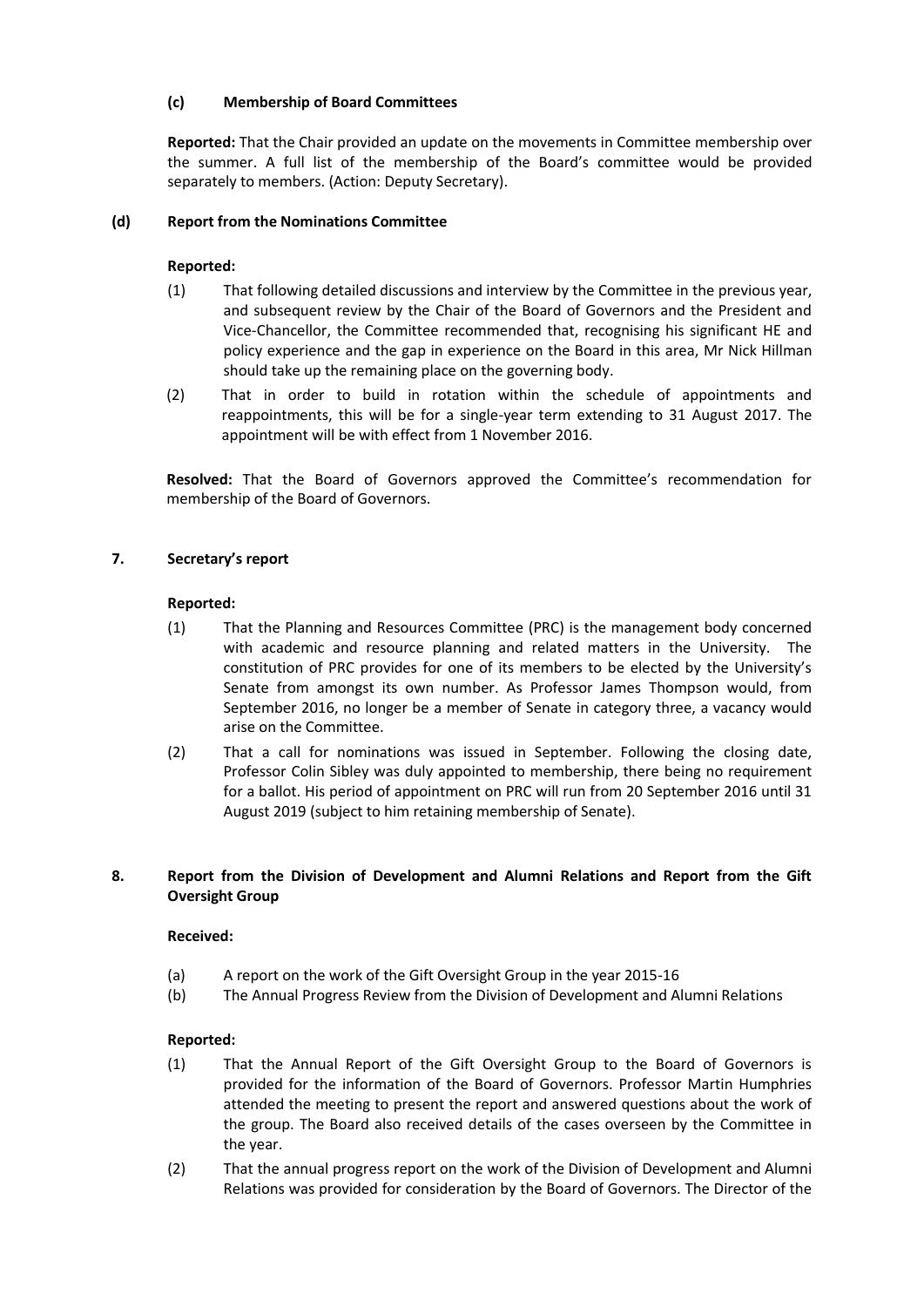### (c) Membership of Board Committees

**Reported:** That the Chair provided an update on the movements in Committee membership over the summer. A full list of the membership of the Board's committee would be provided separately to members. (Action: Deputy Secretary).

### (d) Report from the Nominations Committee

**Reported:**

(1) That following detailed discussions and interview by the Committee in the previous year, and subsequent review by the Chair of the Board of Governors and the President and Vice-Chancellor, the Committee recommended that, recognising his significant HE and policy experience and the gap in experience on the Board in this area, Mr Nick Hillman should take up the remaining place on the governing body.

(2) That in order to build in rotation within the schedule of appointments and reappointments, this will be for a single-year term extending to 31 August 2017. The appointment will be with effect from 1 November 2016.

**Resolved:** That the Board of Governors approved the Committee's recommendation for membership of the Board of Governors.

## 7. Secretary's report

**Reported:**

(1) That the Planning and Resources Committee (PRC) is the management body concerned with academic and resource planning and related matters in the University. The constitution of PRC provides for one of its members to be elected by the University's Senate from amongst its own number. As Professor James Thompson would, from September 2016, no longer be a member of Senate in category three, a vacancy would arise on the Committee.

(2) That a call for nominations was issued in September. Following the closing date, Professor Colin Sibley was duly appointed to membership, there being no requirement for a ballot. His period of appointment on PRC will run from 20 September 2016 until 31 August 2019 (subject to him retaining membership of Senate).

## 8. Report from the Division of Development and Alumni Relations and Report from the Gift Oversight Group

**Received:**

(a) A report on the work of the Gift Oversight Group in the year 2015-16

(b) The Annual Progress Review from the Division of Development and Alumni Relations

**Reported:**

(1) That the Annual Report of the Gift Oversight Group to the Board of Governors is provided for the information of the Board of Governors. Professor Martin Humphries attended the meeting to present the report and answered questions about the work of the group. The Board also received details of the cases overseen by the Committee in the year.

(2) That the annual progress report on the work of the Division of Development and Alumni Relations was provided for consideration by the Board of Governors. The Director of the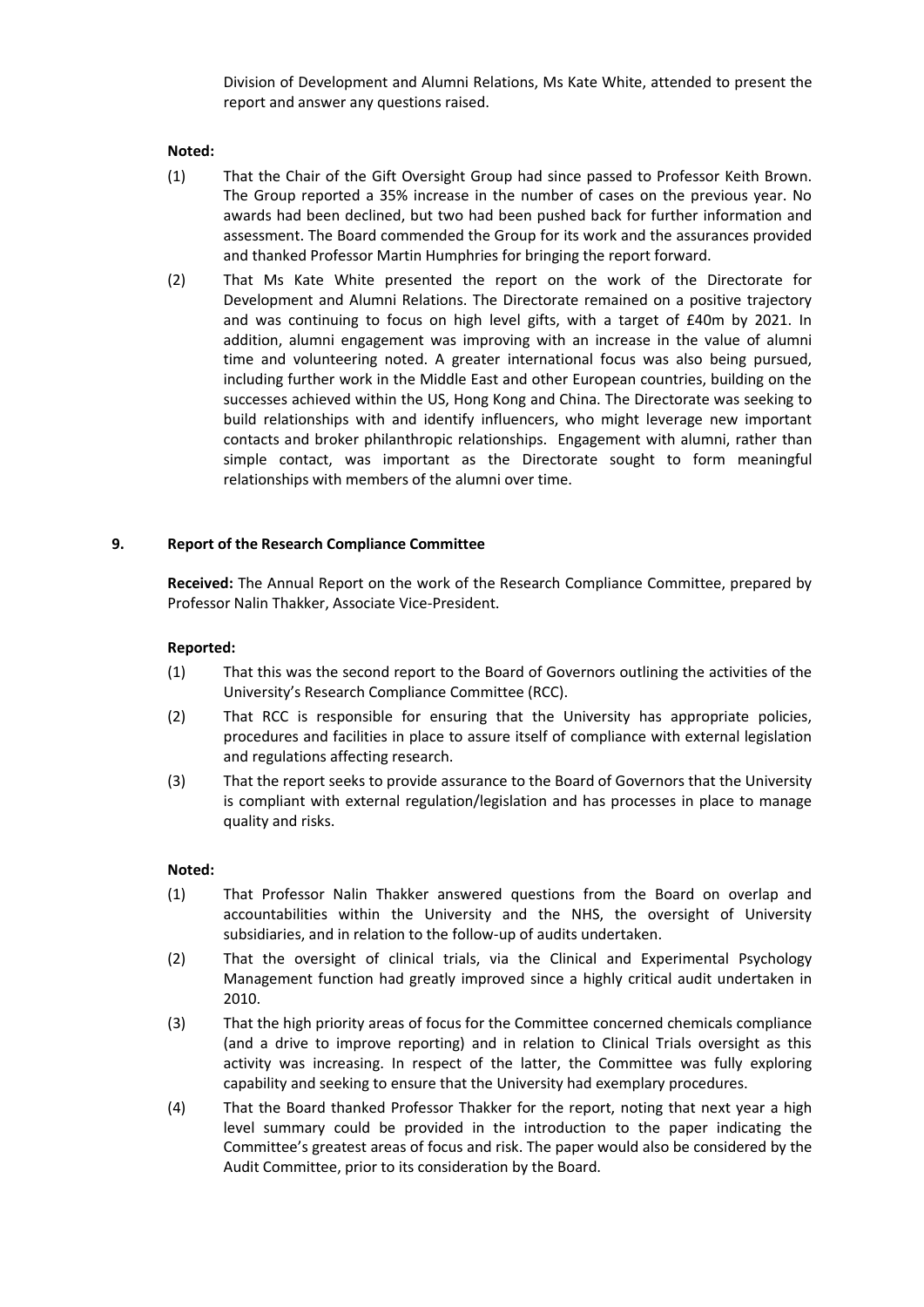Division of Development and Alumni Relations, Ms Kate White, attended to present the report and answer any questions raised.

**Noted:**

(1) That the Chair of the Gift Oversight Group had since passed to Professor Keith Brown. The Group reported a 35% increase in the number of cases on the previous year. No awards had been declined, but two had been pushed back for further information and assessment. The Board commended the Group for its work and the assurances provided and thanked Professor Martin Humphries for bringing the report forward.

(2) That Ms Kate White presented the report on the work of the Directorate for Development and Alumni Relations. The Directorate remained on a positive trajectory and was continuing to focus on high level gifts, with a target of £40m by 2021. In addition, alumni engagement was improving with an increase in the value of alumni time and volunteering noted. A greater international focus was also being pursued, including further work in the Middle East and other European countries, building on the successes achieved within the US, Hong Kong and China. The Directorate was seeking to build relationships with and identify influencers, who might leverage new important contacts and broker philanthropic relationships. Engagement with alumni, rather than simple contact, was important as the Directorate sought to form meaningful relationships with members of the alumni over time.

## 9. Report of the Research Compliance Committee

**Received:** The Annual Report on the work of the Research Compliance Committee, prepared by Professor Nalin Thakker, Associate Vice-President.

**Reported:**

(1) That this was the second report to the Board of Governors outlining the activities of the University's Research Compliance Committee (RCC).

(2) That RCC is responsible for ensuring that the University has appropriate policies, procedures and facilities in place to assure itself of compliance with external legislation and regulations affecting research.

(3) That the report seeks to provide assurance to the Board of Governors that the University is compliant with external regulation/legislation and has processes in place to manage quality and risks.

**Noted:**

(1) That Professor Nalin Thakker answered questions from the Board on overlap and accountabilities within the University and the NHS, the oversight of University subsidiaries, and in relation to the follow-up of audits undertaken.

(2) That the oversight of clinical trials, via the Clinical and Experimental Psychology Management function had greatly improved since a highly critical audit undertaken in 2010.

(3) That the high priority areas of focus for the Committee concerned chemicals compliance (and a drive to improve reporting) and in relation to Clinical Trials oversight as this activity was increasing. In respect of the latter, the Committee was fully exploring capability and seeking to ensure that the University had exemplary procedures.

(4) That the Board thanked Professor Thakker for the report, noting that next year a high level summary could be provided in the introduction to the paper indicating the Committee's greatest areas of focus and risk. The paper would also be considered by the Audit Committee, prior to its consideration by the Board.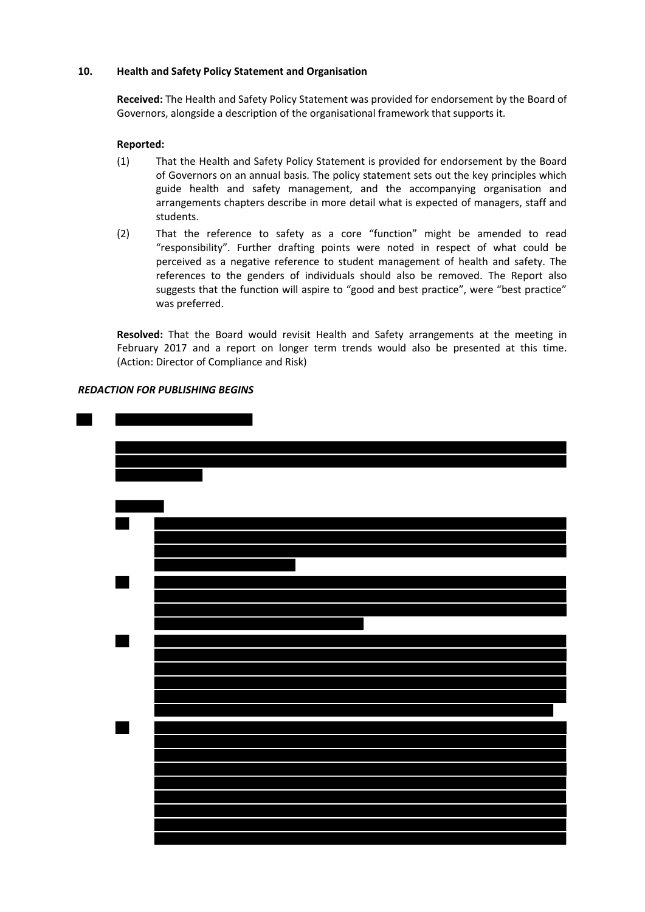## 10. Health and Safety Policy Statement and Organisation

**Received:** The Health and Safety Policy Statement was provided for endorsement by the Board of Governors, alongside a description of the organisational framework that supports it.

**Reported:**

(1) That the Health and Safety Policy Statement is provided for endorsement by the Board of Governors on an annual basis. The policy statement sets out the key principles which guide health and safety management, and the accompanying organisation and arrangements chapters describe in more detail what is expected of managers, staff and students.

(2) That the reference to safety as a core "function" might be amended to read "responsibility". Further drafting points were noted in respect of what could be perceived as a negative reference to student management of health and safety. The references to the genders of individuals should also be removed. The Report also suggests that the function will aspire to "good and best practice", were "best practice" was preferred.

**Resolved:** That the Board would revisit Health and Safety arrangements at the meeting in February 2017 and a report on longer term trends would also be presented at this time. (Action: Director of Compliance and Risk)

***REDACTION FOR PUBLISHING BEGINS***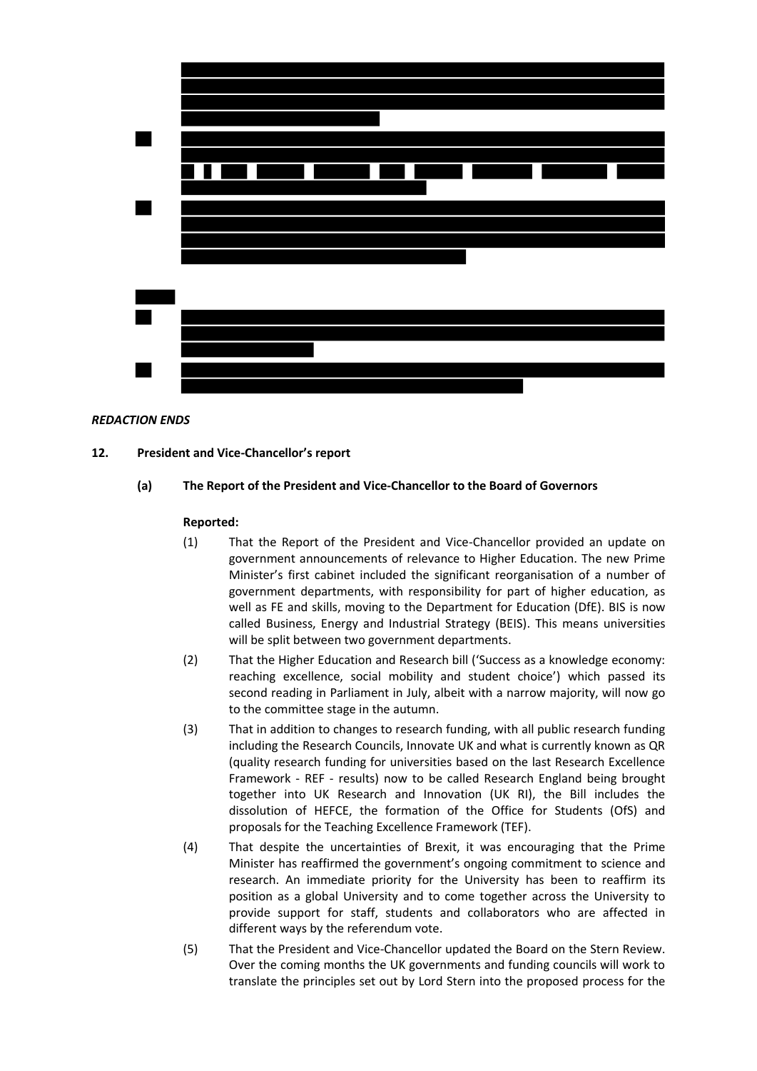*REDACTION ENDS*

**12. President and Vice-Chancellor's report**

**(a) The Report of the President and Vice-Chancellor to the Board of Governors**

**Reported:**

(1) That the Report of the President and Vice-Chancellor provided an update on government announcements of relevance to Higher Education. The new Prime Minister's first cabinet included the significant reorganisation of a number of government departments, with responsibility for part of higher education, as well as FE and skills, moving to the Department for Education (DfE). BIS is now called Business, Energy and Industrial Strategy (BEIS). This means universities will be split between two government departments.

(2) That the Higher Education and Research bill ('Success as a knowledge economy: reaching excellence, social mobility and student choice') which passed its second reading in Parliament in July, albeit with a narrow majority, will now go to the committee stage in the autumn.

(3) That in addition to changes to research funding, with all public research funding including the Research Councils, Innovate UK and what is currently known as QR (quality research funding for universities based on the last Research Excellence Framework - REF - results) now to be called Research England being brought together into UK Research and Innovation (UK RI), the Bill includes the dissolution of HEFCE, the formation of the Office for Students (OfS) and proposals for the Teaching Excellence Framework (TEF).

(4) That despite the uncertainties of Brexit, it was encouraging that the Prime Minister has reaffirmed the government's ongoing commitment to science and research. An immediate priority for the University has been to reaffirm its position as a global University and to come together across the University to provide support for staff, students and collaborators who are affected in different ways by the referendum vote.

(5) That the President and Vice-Chancellor updated the Board on the Stern Review. Over the coming months the UK governments and funding councils will work to translate the principles set out by Lord Stern into the proposed process for the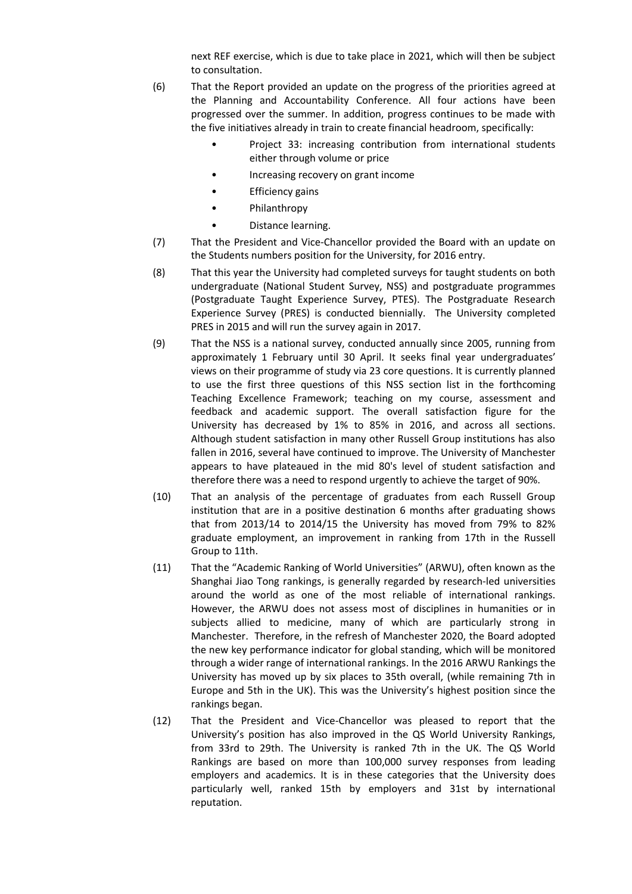next REF exercise, which is due to take place in 2021, which will then be subject to consultation.

(6) That the Report provided an update on the progress of the priorities agreed at the Planning and Accountability Conference. All four actions have been progressed over the summer. In addition, progress continues to be made with the five initiatives already in train to create financial headroom, specifically:

- Project 33: increasing contribution from international students either through volume or price
- Increasing recovery on grant income
- Efficiency gains
- Philanthropy
- Distance learning.

(7) That the President and Vice-Chancellor provided the Board with an update on the Students numbers position for the University, for 2016 entry.

(8) That this year the University had completed surveys for taught students on both undergraduate (National Student Survey, NSS) and postgraduate programmes (Postgraduate Taught Experience Survey, PTES). The Postgraduate Research Experience Survey (PRES) is conducted biennially. The University completed PRES in 2015 and will run the survey again in 2017.

(9) That the NSS is a national survey, conducted annually since 2005, running from approximately 1 February until 30 April. It seeks final year undergraduates' views on their programme of study via 23 core questions. It is currently planned to use the first three questions of this NSS section list in the forthcoming Teaching Excellence Framework; teaching on my course, assessment and feedback and academic support. The overall satisfaction figure for the University has decreased by 1% to 85% in 2016, and across all sections. Although student satisfaction in many other Russell Group institutions has also fallen in 2016, several have continued to improve. The University of Manchester appears to have plateaued in the mid 80's level of student satisfaction and therefore there was a need to respond urgently to achieve the target of 90%.

(10) That an analysis of the percentage of graduates from each Russell Group institution that are in a positive destination 6 months after graduating shows that from 2013/14 to 2014/15 the University has moved from 79% to 82% graduate employment, an improvement in ranking from 17th in the Russell Group to 11th.

(11) That the "Academic Ranking of World Universities" (ARWU), often known as the Shanghai Jiao Tong rankings, is generally regarded by research-led universities around the world as one of the most reliable of international rankings. However, the ARWU does not assess most of disciplines in humanities or in subjects allied to medicine, many of which are particularly strong in Manchester. Therefore, in the refresh of Manchester 2020, the Board adopted the new key performance indicator for global standing, which will be monitored through a wider range of international rankings. In the 2016 ARWU Rankings the University has moved up by six places to 35th overall, (while remaining 7th in Europe and 5th in the UK). This was the University's highest position since the rankings began.

(12) That the President and Vice-Chancellor was pleased to report that the University's position has also improved in the QS World University Rankings, from 33rd to 29th. The University is ranked 7th in the UK. The QS World Rankings are based on more than 100,000 survey responses from leading employers and academics. It is in these categories that the University does particularly well, ranked 15th by employers and 31st by international reputation.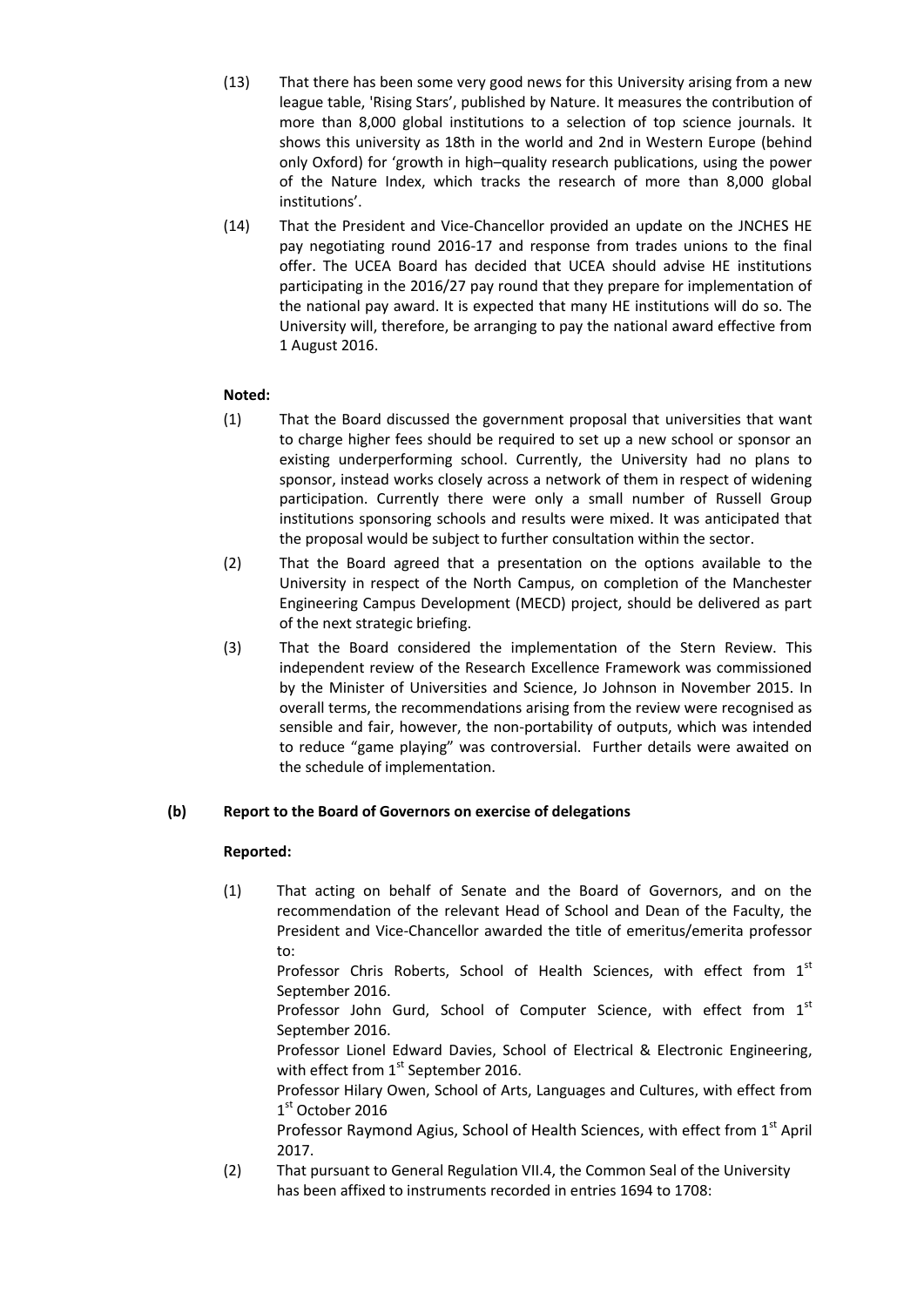(13) That there has been some very good news for this University arising from a new league table, 'Rising Stars', published by Nature. It measures the contribution of more than 8,000 global institutions to a selection of top science journals. It shows this university as 18th in the world and 2nd in Western Europe (behind only Oxford) for 'growth in high–quality research publications, using the power of the Nature Index, which tracks the research of more than 8,000 global institutions'.

(14) That the President and Vice-Chancellor provided an update on the JNCHES HE pay negotiating round 2016-17 and response from trades unions to the final offer. The UCEA Board has decided that UCEA should advise HE institutions participating in the 2016/27 pay round that they prepare for implementation of the national pay award. It is expected that many HE institutions will do so. The University will, therefore, be arranging to pay the national award effective from 1 August 2016.

**Noted:**

(1) That the Board discussed the government proposal that universities that want to charge higher fees should be required to set up a new school or sponsor an existing underperforming school. Currently, the University had no plans to sponsor, instead works closely across a network of them in respect of widening participation. Currently there were only a small number of Russell Group institutions sponsoring schools and results were mixed. It was anticipated that the proposal would be subject to further consultation within the sector.

(2) That the Board agreed that a presentation on the options available to the University in respect of the North Campus, on completion of the Manchester Engineering Campus Development (MECD) project, should be delivered as part of the next strategic briefing.

(3) That the Board considered the implementation of the Stern Review. This independent review of the Research Excellence Framework was commissioned by the Minister of Universities and Science, Jo Johnson in November 2015. In overall terms, the recommendations arising from the review were recognised as sensible and fair, however, the non-portability of outputs, which was intended to reduce "game playing" was controversial. Further details were awaited on the schedule of implementation.

**(b) Report to the Board of Governors on exercise of delegations**

**Reported:**

(1) That acting on behalf of Senate and the Board of Governors, and on the recommendation of the relevant Head of School and Dean of the Faculty, the President and Vice-Chancellor awarded the title of emeritus/emerita professor to:

Professor Chris Roberts, School of Health Sciences, with effect from 1st September 2016.

Professor John Gurd, School of Computer Science, with effect from 1st September 2016.

Professor Lionel Edward Davies, School of Electrical & Electronic Engineering, with effect from 1st September 2016.

Professor Hilary Owen, School of Arts, Languages and Cultures, with effect from 1st October 2016

Professor Raymond Agius, School of Health Sciences, with effect from 1st April 2017.

(2) That pursuant to General Regulation VII.4, the Common Seal of the University has been affixed to instruments recorded in entries 1694 to 1708: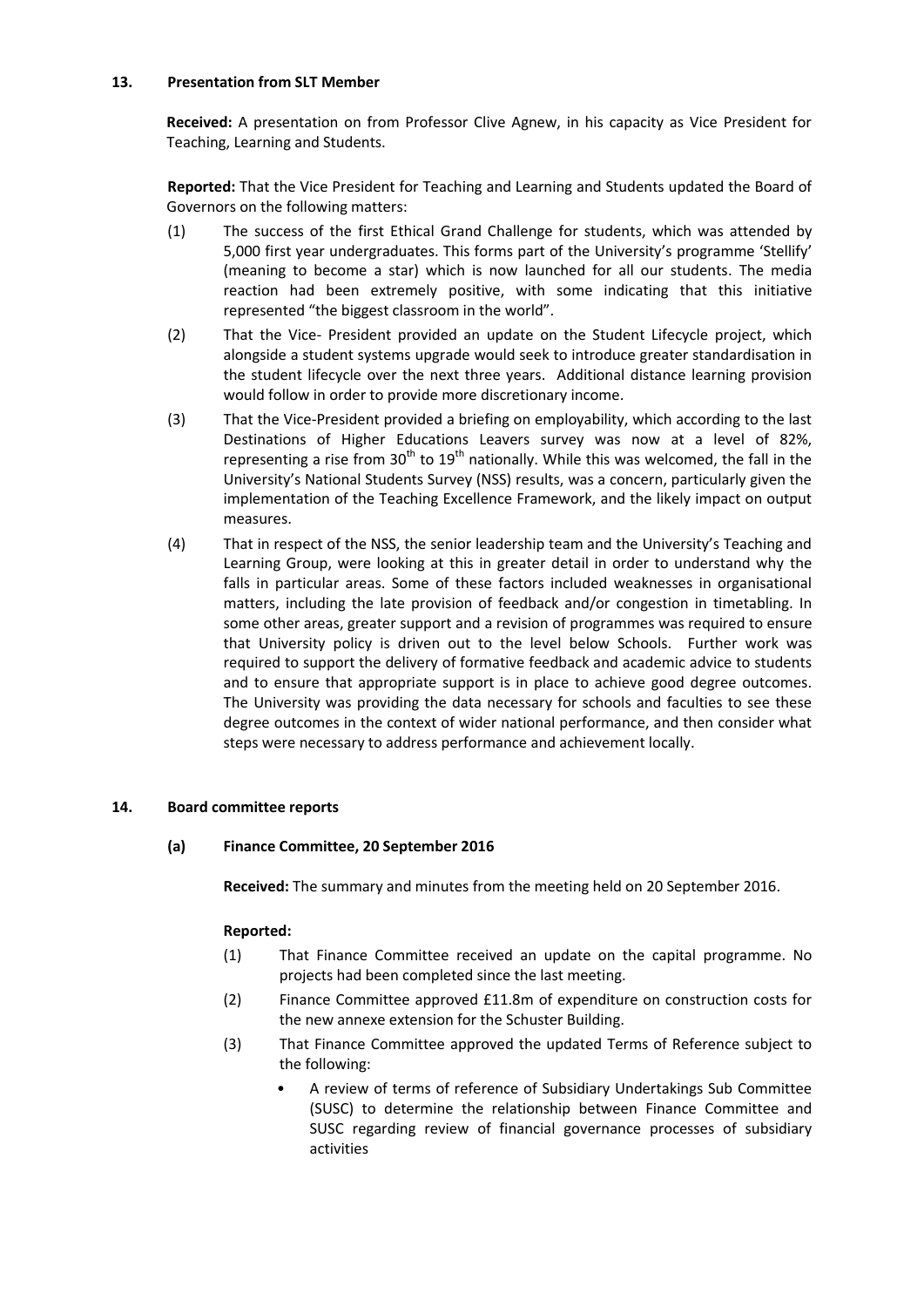## 13. Presentation from SLT Member

**Received:** A presentation on from Professor Clive Agnew, in his capacity as Vice President for Teaching, Learning and Students.

**Reported:** That the Vice President for Teaching and Learning and Students updated the Board of Governors on the following matters:

(1) The success of the first Ethical Grand Challenge for students, which was attended by 5,000 first year undergraduates. This forms part of the University's programme 'Stellify' (meaning to become a star) which is now launched for all our students. The media reaction had been extremely positive, with some indicating that this initiative represented "the biggest classroom in the world".

(2) That the Vice- President provided an update on the Student Lifecycle project, which alongside a student systems upgrade would seek to introduce greater standardisation in the student lifecycle over the next three years. Additional distance learning provision would follow in order to provide more discretionary income.

(3) That the Vice-President provided a briefing on employability, which according to the last Destinations of Higher Educations Leavers survey was now at a level of 82%, representing a rise from 30th to 19th nationally. While this was welcomed, the fall in the University's National Students Survey (NSS) results, was a concern, particularly given the implementation of the Teaching Excellence Framework, and the likely impact on output measures.

(4) That in respect of the NSS, the senior leadership team and the University's Teaching and Learning Group, were looking at this in greater detail in order to understand why the falls in particular areas. Some of these factors included weaknesses in organisational matters, including the late provision of feedback and/or congestion in timetabling. In some other areas, greater support and a revision of programmes was required to ensure that University policy is driven out to the level below Schools. Further work was required to support the delivery of formative feedback and academic advice to students and to ensure that appropriate support is in place to achieve good degree outcomes. The University was providing the data necessary for schools and faculties to see these degree outcomes in the context of wider national performance, and then consider what steps were necessary to address performance and achievement locally.

## 14. Board committee reports

### (a) Finance Committee, 20 September 2016

**Received:** The summary and minutes from the meeting held on 20 September 2016.

**Reported:**

(1) That Finance Committee received an update on the capital programme. No projects had been completed since the last meeting.

(2) Finance Committee approved £11.8m of expenditure on construction costs for the new annexe extension for the Schuster Building.

(3) That Finance Committee approved the updated Terms of Reference subject to the following:

- A review of terms of reference of Subsidiary Undertakings Sub Committee (SUSC) to determine the relationship between Finance Committee and SUSC regarding review of financial governance processes of subsidiary activities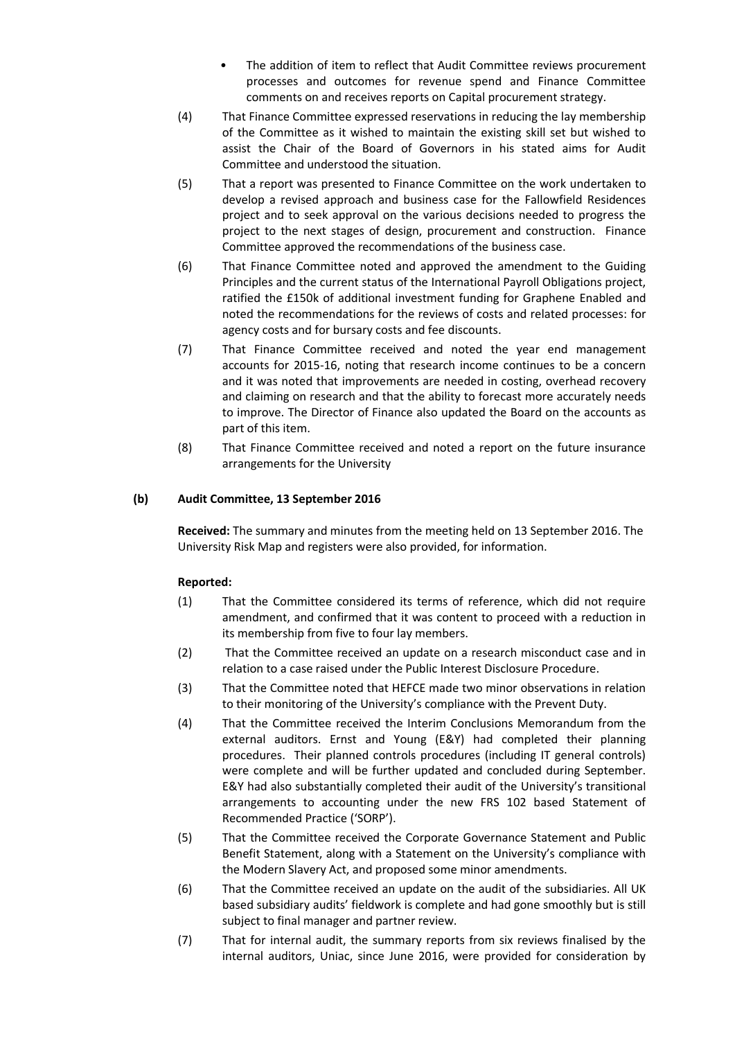- The addition of item to reflect that Audit Committee reviews procurement processes and outcomes for revenue spend and Finance Committee comments on and receives reports on Capital procurement strategy.

(4) That Finance Committee expressed reservations in reducing the lay membership of the Committee as it wished to maintain the existing skill set but wished to assist the Chair of the Board of Governors in his stated aims for Audit Committee and understood the situation.

(5) That a report was presented to Finance Committee on the work undertaken to develop a revised approach and business case for the Fallowfield Residences project and to seek approval on the various decisions needed to progress the project to the next stages of design, procurement and construction. Finance Committee approved the recommendations of the business case.

(6) That Finance Committee noted and approved the amendment to the Guiding Principles and the current status of the International Payroll Obligations project, ratified the £150k of additional investment funding for Graphene Enabled and noted the recommendations for the reviews of costs and related processes: for agency costs and for bursary costs and fee discounts.

(7) That Finance Committee received and noted the year end management accounts for 2015-16, noting that research income continues to be a concern and it was noted that improvements are needed in costing, overhead recovery and claiming on research and that the ability to forecast more accurately needs to improve. The Director of Finance also updated the Board on the accounts as part of this item.

(8) That Finance Committee received and noted a report on the future insurance arrangements for the University

**(b) Audit Committee, 13 September 2016**

**Received:** The summary and minutes from the meeting held on 13 September 2016. The University Risk Map and registers were also provided, for information.

**Reported:**

(1) That the Committee considered its terms of reference, which did not require amendment, and confirmed that it was content to proceed with a reduction in its membership from five to four lay members.

(2) That the Committee received an update on a research misconduct case and in relation to a case raised under the Public Interest Disclosure Procedure.

(3) That the Committee noted that HEFCE made two minor observations in relation to their monitoring of the University's compliance with the Prevent Duty.

(4) That the Committee received the Interim Conclusions Memorandum from the external auditors. Ernst and Young (E&Y) had completed their planning procedures. Their planned controls procedures (including IT general controls) were complete and will be further updated and concluded during September. E&Y had also substantially completed their audit of the University's transitional arrangements to accounting under the new FRS 102 based Statement of Recommended Practice ('SORP').

(5) That the Committee received the Corporate Governance Statement and Public Benefit Statement, along with a Statement on the University's compliance with the Modern Slavery Act, and proposed some minor amendments.

(6) That the Committee received an update on the audit of the subsidiaries. All UK based subsidiary audits' fieldwork is complete and had gone smoothly but is still subject to final manager and partner review.

(7) That for internal audit, the summary reports from six reviews finalised by the internal auditors, Uniac, since June 2016, were provided for consideration by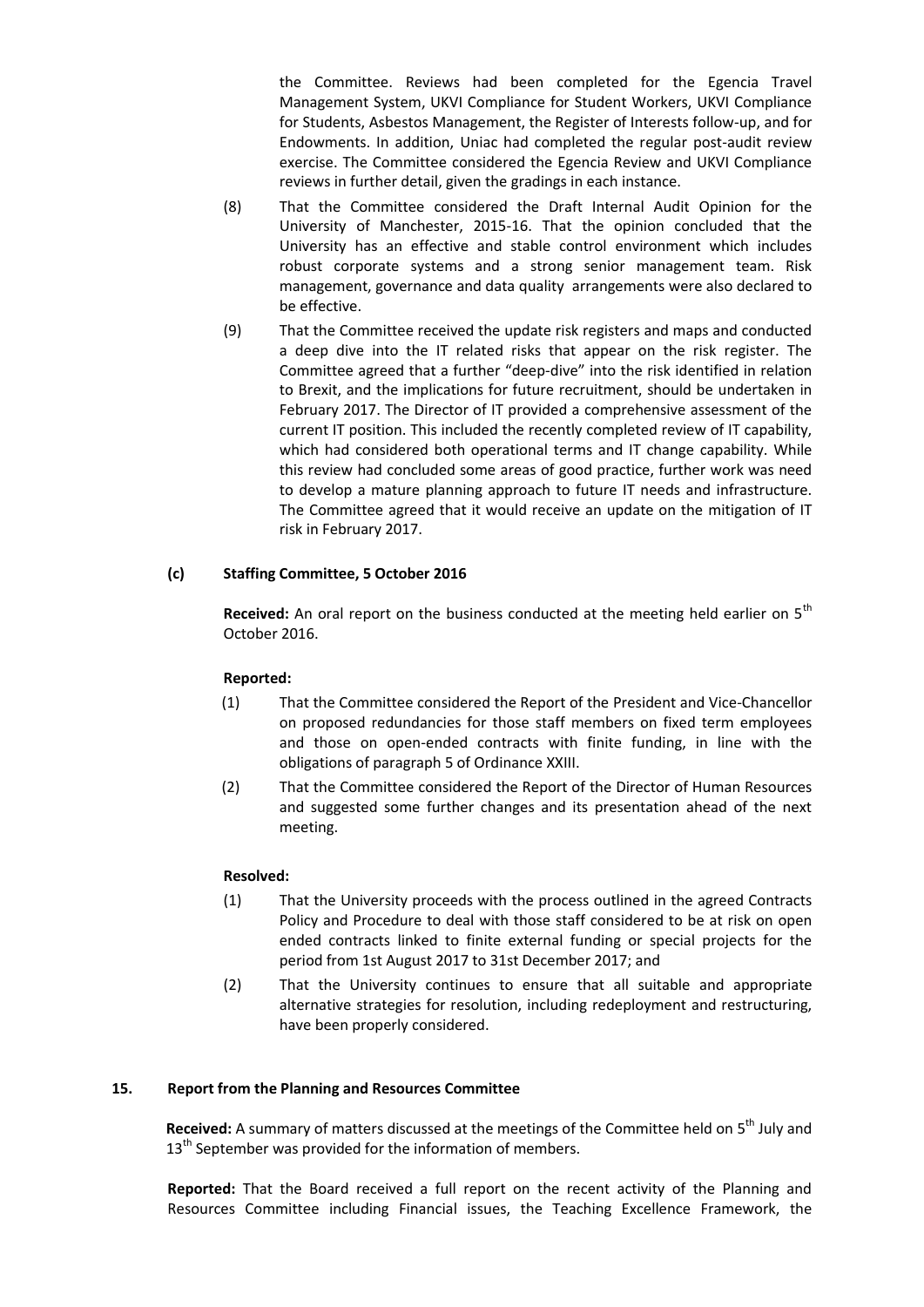the Committee. Reviews had been completed for the Egencia Travel Management System, UKVI Compliance for Student Workers, UKVI Compliance for Students, Asbestos Management, the Register of Interests follow-up, and for Endowments. In addition, Uniac had completed the regular post-audit review exercise. The Committee considered the Egencia Review and UKVI Compliance reviews in further detail, given the gradings in each instance.

(8) That the Committee considered the Draft Internal Audit Opinion for the University of Manchester, 2015-16. That the opinion concluded that the University has an effective and stable control environment which includes robust corporate systems and a strong senior management team. Risk management, governance and data quality arrangements were also declared to be effective.

(9) That the Committee received the update risk registers and maps and conducted a deep dive into the IT related risks that appear on the risk register. The Committee agreed that a further "deep-dive" into the risk identified in relation to Brexit, and the implications for future recruitment, should be undertaken in February 2017. The Director of IT provided a comprehensive assessment of the current IT position. This included the recently completed review of IT capability, which had considered both operational terms and IT change capability. While this review had concluded some areas of good practice, further work was need to develop a mature planning approach to future IT needs and infrastructure. The Committee agreed that it would receive an update on the mitigation of IT risk in February 2017.

**(c) Staffing Committee, 5 October 2016**

**Received:** An oral report on the business conducted at the meeting held earlier on 5th October 2016.

**Reported:**

(1) That the Committee considered the Report of the President and Vice-Chancellor on proposed redundancies for those staff members on fixed term employees and those on open-ended contracts with finite funding, in line with the obligations of paragraph 5 of Ordinance XXIII.

(2) That the Committee considered the Report of the Director of Human Resources and suggested some further changes and its presentation ahead of the next meeting.

**Resolved:**

(1) That the University proceeds with the process outlined in the agreed Contracts Policy and Procedure to deal with those staff considered to be at risk on open ended contracts linked to finite external funding or special projects for the period from 1st August 2017 to 31st December 2017; and

(2) That the University continues to ensure that all suitable and appropriate alternative strategies for resolution, including redeployment and restructuring, have been properly considered.

**15. Report from the Planning and Resources Committee**

**Received:** A summary of matters discussed at the meetings of the Committee held on 5th July and 13th September was provided for the information of members.

**Reported:** That the Board received a full report on the recent activity of the Planning and Resources Committee including Financial issues, the Teaching Excellence Framework, the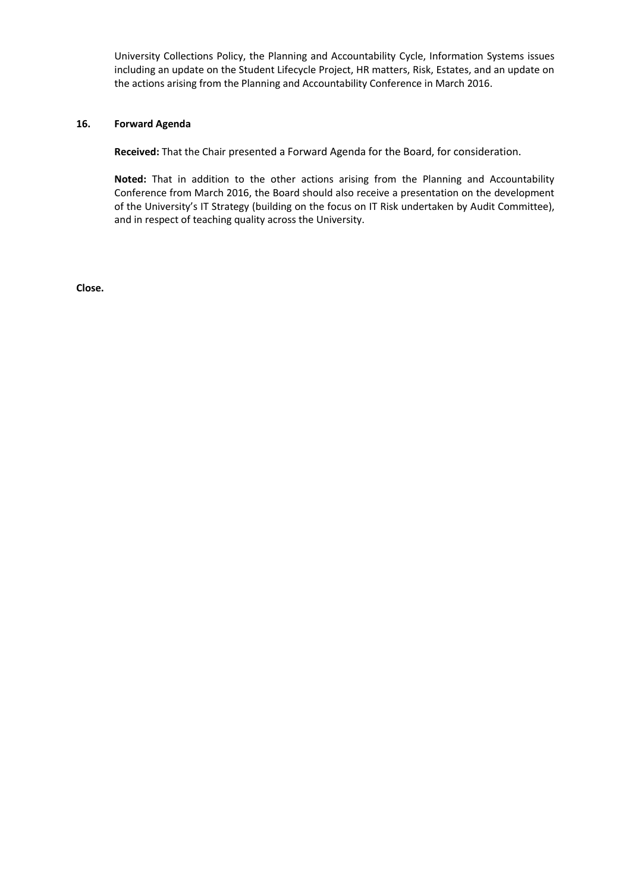University Collections Policy, the Planning and Accountability Cycle, Information Systems issues including an update on the Student Lifecycle Project, HR matters, Risk, Estates, and an update on the actions arising from the Planning and Accountability Conference in March 2016.

**16. Forward Agenda**

**Received:** That the Chair presented a Forward Agenda for the Board, for consideration.

**Noted:** That in addition to the other actions arising from the Planning and Accountability Conference from March 2016, the Board should also receive a presentation on the development of the University's IT Strategy (building on the focus on IT Risk undertaken by Audit Committee), and in respect of teaching quality across the University.

**Close.**